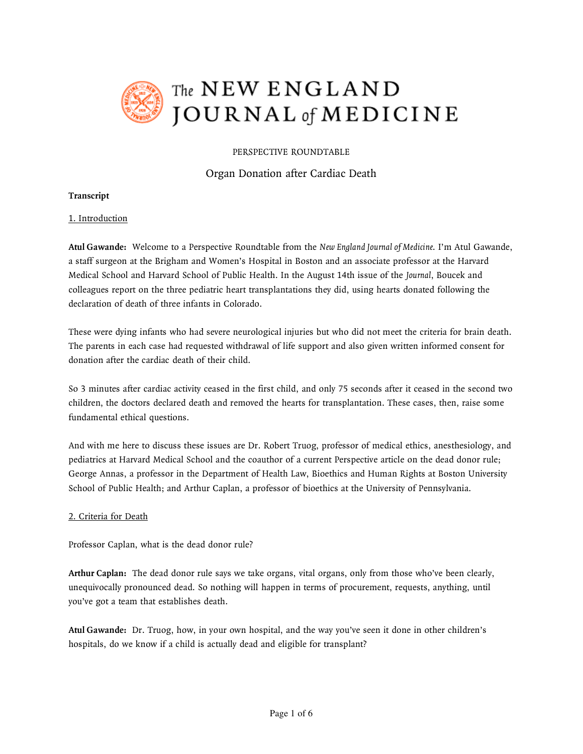# The NEW ENGLAND JOURNAL of MEDICINE

PERSPECTIVE ROUNDTABLE

## Organ Donation after Cardiac Death

**Transcript**

### 1. Introduction

**Atul Gawande:** Welcome to a Perspective Roundtable from the *New England Journal of Medicine*. I'm Atul Gawande, a staff surgeon at the Brigham and Women's Hospital in Boston and an associate professor at the Harvard Medical School and Harvard School of Public Health. In the August 14th issue of the *Journal*, Boucek and colleagues report on the three pediatric heart transplantations they did, using hearts donated following the declaration of death of three infants in Colorado.

These were dying infants who had severe neurological injuries but who did not meet the criteria for brain death. The parents in each case had requested withdrawal of life support and also given written informed consent for donation after the cardiac death of their child.

So 3 minutes after cardiac activity ceased in the first child, and only 75 seconds after it ceased in the second two children, the doctors declared death and removed the hearts for transplantation. These cases, then, raise some fundamental ethical questions.

And with me here to discuss these issues are Dr. Robert Truog, professor of medical ethics, anesthesiology, and pediatrics at Harvard Medical School and the coauthor of a current Perspective article on the dead donor rule; George Annas, a professor in the Department of Health Law, Bioethics and Human Rights at Boston University School of Public Health; and Arthur Caplan, a professor of bioethics at the University of Pennsylvania.

### 2. Criteria for Death

Professor Caplan, what is the dead donor rule?

**Arthur Caplan:** The dead donor rule says we take organs, vital organs, only from those who've been clearly, unequivocally pronounced dead. So nothing will happen in terms of procurement, requests, anything, until you've got a team that establishes death.

**Atul Gawande:** Dr. Truog, how, in your own hospital, and the way you've seen it done in other children's hospitals, do we know if a child is actually dead and eligible for transplant?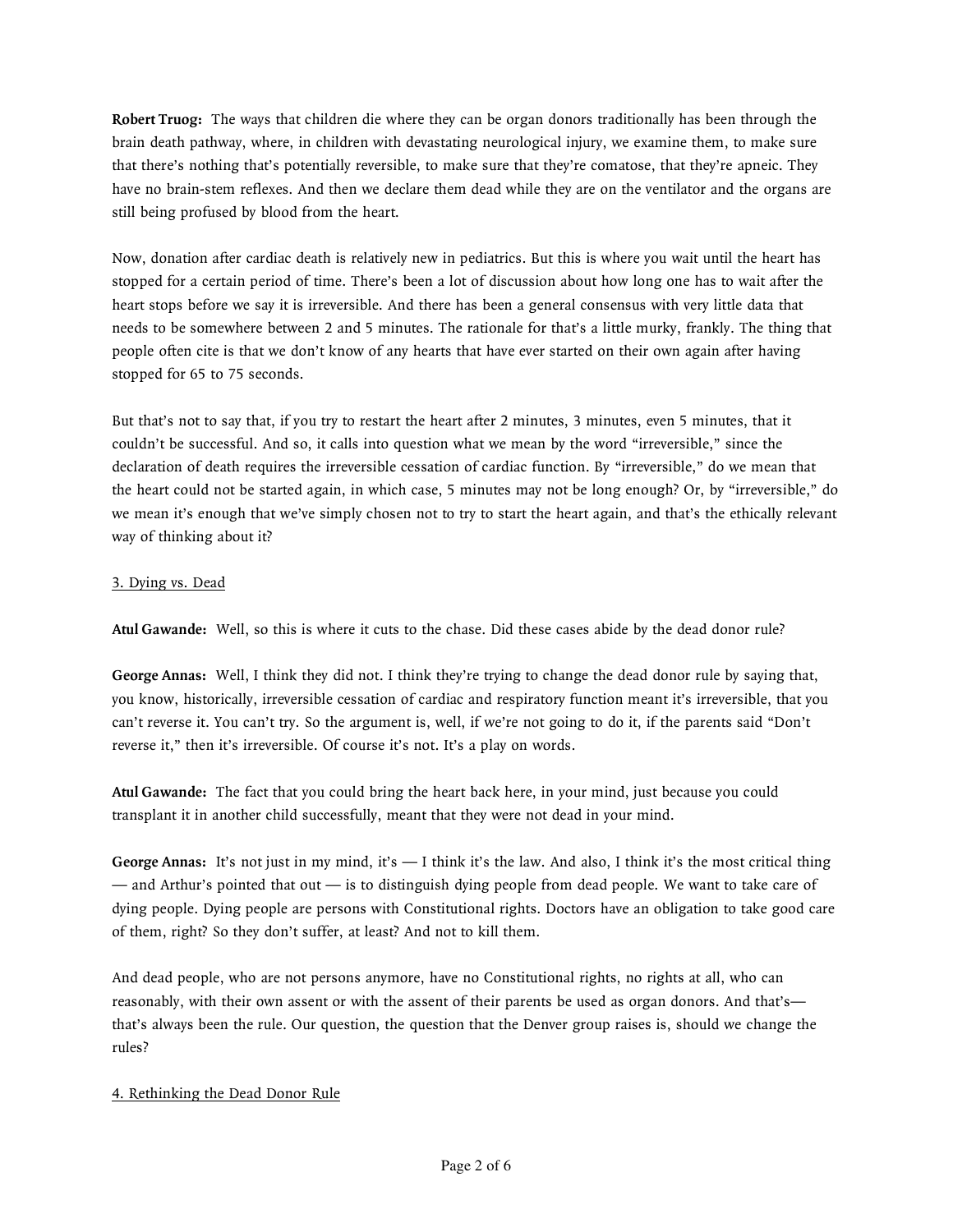**Robert Truog:** The ways that children die where they can be organ donors traditionally has been through the brain death pathway, where, in children with devastating neurological injury, we examine them, to make sure that there's nothing that's potentially reversible, to make sure that they're comatose, that they're apneic. They have no brain-stem reflexes. And then we declare them dead while they are on the ventilator and the organs are still being profused by blood from the heart.

Now, donation after cardiac death is relatively new in pediatrics. But this is where you wait until the heart has stopped for a certain period of time. There's been a lot of discussion about how long one has to wait after the heart stops before we say it is irreversible. And there has been a general consensus with very little data that needs to be somewhere between 2 and 5 minutes. The rationale for that's a little murky, frankly. The thing that people often cite is that we don't know of any hearts that have ever started on their own again after having stopped for 65 to 75 seconds.

But that's not to say that, if you try to restart the heart after 2 minutes, 3 minutes, even 5 minutes, that it couldn't be successful. And so, it calls into question what we mean by the word "irreversible," since the declaration of death requires the irreversible cessation of cardiac function. By "irreversible," do we mean that the heart could not be started again, in which case, 5 minutes may not be long enough? Or, by "irreversible," do we mean it's enough that we've simply chosen not to try to start the heart again, and that's the ethically relevant way of thinking about it?

<u>3. Dying vs. Dead</u>

**Atul Gawande:** Well, so this is where it cuts to the chase. Did these cases abide by the dead donor rule?

**George Annas:** Well, I think they did not. I think they're trying to change the dead donor rule by saying that, you know, historically, irreversible cessation of cardiac and respiratory function meant it's irreversible, that you can't reverse it. You can't try. So the argument is, well, if we're not going to do it, if the parents said "Don't reverse it," then it's irreversible. Of course it's not. It's a play on words.

**Atul Gawande:** The fact that you could bring the heart back here, in your mind, just because you could transplant it in another child successfully, meant that they were not dead in your mind.

**George Annas:** It's not just in my mind, it's — I think it's the law. And also, I think it's the most critical thing — and Arthur's pointed that out — is to distinguish dying people from dead people. We want to take care of dying people. Dying people are persons with Constitutional rights. Doctors have an obligation to take good care of them, right? So they don't suffer, at least? And not to kill them.

And dead people, who are not persons anymore, have no Constitutional rights, no rights at all, who can reasonably, with their own assent or with the assent of their parents be used as organ donors. And that's— that's always been the rule. Our question, the question that the Denver group raises is, should we change the rules?

<u>4. Rethinking the Dead Donor Rule</u>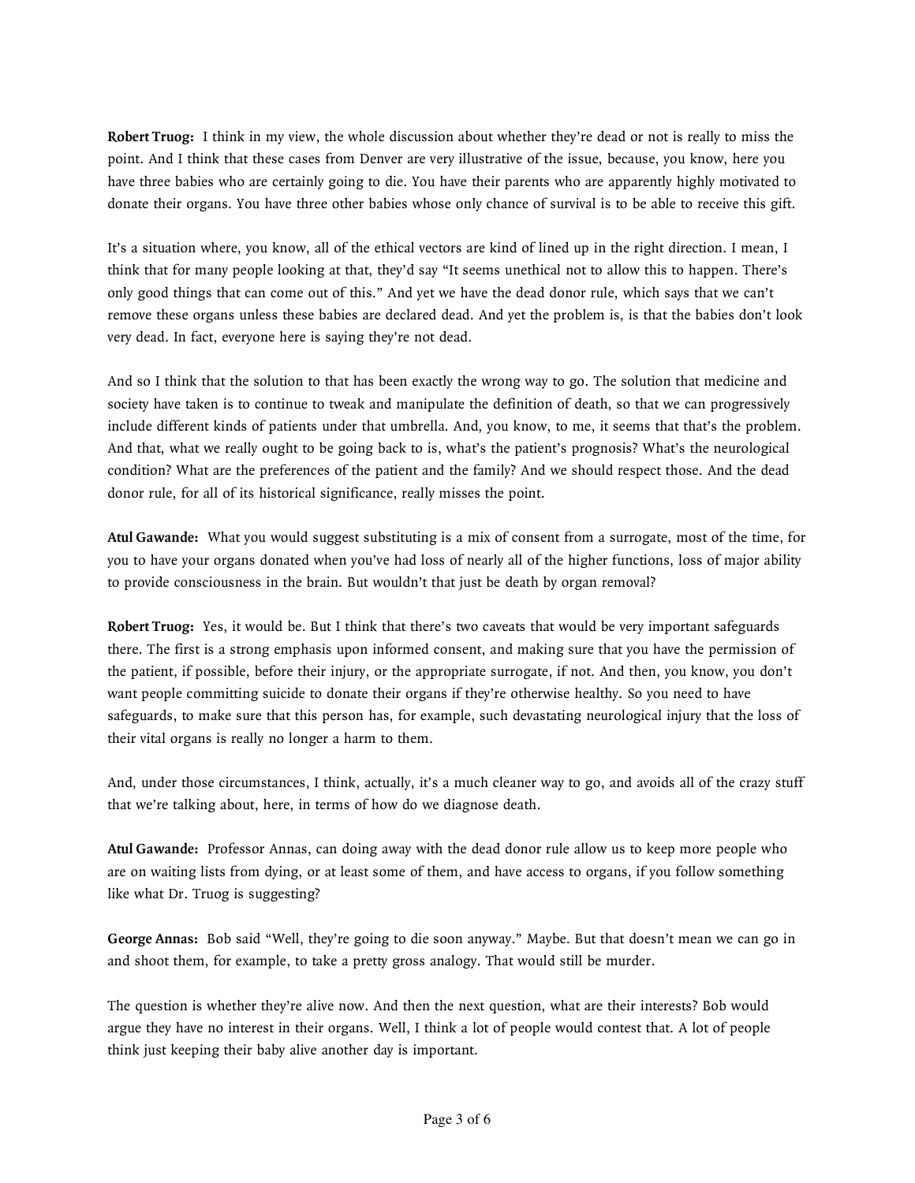**Robert Truog:** I think in my view, the whole discussion about whether they're dead or not is really to miss the point. And I think that these cases from Denver are very illustrative of the issue, because, you know, here you have three babies who are certainly going to die. You have their parents who are apparently highly motivated to donate their organs. You have three other babies whose only chance of survival is to be able to receive this gift.

It's a situation where, you know, all of the ethical vectors are kind of lined up in the right direction. I mean, I think that for many people looking at that, they'd say "It seems unethical not to allow this to happen. There's only good things that can come out of this." And yet we have the dead donor rule, which says that we can't remove these organs unless these babies are declared dead. And yet the problem is, is that the babies don't look very dead. In fact, everyone here is saying they're not dead.

And so I think that the solution to that has been exactly the wrong way to go. The solution that medicine and society have taken is to continue to tweak and manipulate the definition of death, so that we can progressively include different kinds of patients under that umbrella. And, you know, to me, it seems that that's the problem. And that, what we really ought to be going back to is, what's the patient's prognosis? What's the neurological condition? What are the preferences of the patient and the family? And we should respect those. And the dead donor rule, for all of its historical significance, really misses the point.

**Atul Gawande:** What you would suggest substituting is a mix of consent from a surrogate, most of the time, for you to have your organs donated when you've had loss of nearly all of the higher functions, loss of major ability to provide consciousness in the brain. But wouldn't that just be death by organ removal?

**Robert Truog:** Yes, it would be. But I think that there's two caveats that would be very important safeguards there. The first is a strong emphasis upon informed consent, and making sure that you have the permission of the patient, if possible, before their injury, or the appropriate surrogate, if not. And then, you know, you don't want people committing suicide to donate their organs if they're otherwise healthy. So you need to have safeguards, to make sure that this person has, for example, such devastating neurological injury that the loss of their vital organs is really no longer a harm to them.

And, under those circumstances, I think, actually, it's a much cleaner way to go, and avoids all of the crazy stuff that we're talking about, here, in terms of how do we diagnose death.

**Atul Gawande:** Professor Annas, can doing away with the dead donor rule allow us to keep more people who are on waiting lists from dying, or at least some of them, and have access to organs, if you follow something like what Dr. Truog is suggesting?

**George Annas:** Bob said "Well, they're going to die soon anyway." Maybe. But that doesn't mean we can go in and shoot them, for example, to take a pretty gross analogy. That would still be murder.

The question is whether they're alive now. And then the next question, what are their interests? Bob would argue they have no interest in their organs. Well, I think a lot of people would contest that. A lot of people think just keeping their baby alive another day is important.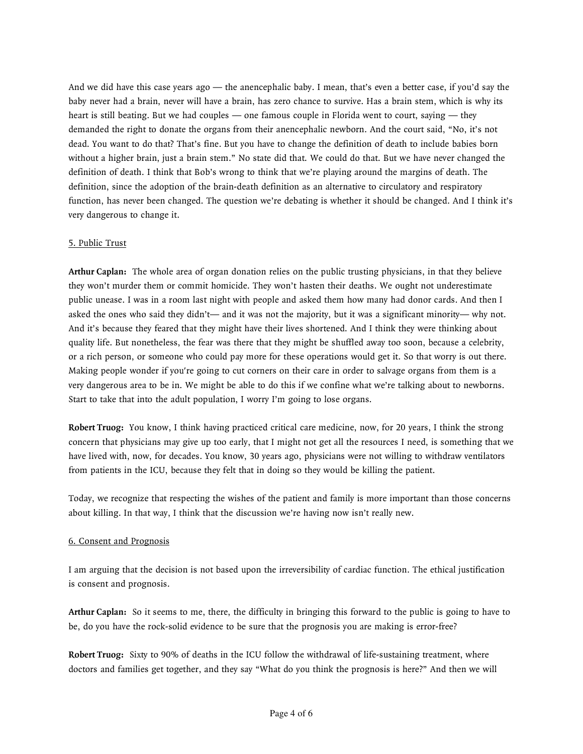And we did have this case years ago — the anencephalic baby. I mean, that's even a better case, if you'd say the baby never had a brain, never will have a brain, has zero chance to survive. Has a brain stem, which is why its heart is still beating. But we had couples — one famous couple in Florida went to court, saying — they demanded the right to donate the organs from their anencephalic newborn. And the court said, "No, it's not dead. You want to do that? That's fine. But you have to change the definition of death to include babies born without a higher brain, just a brain stem." No state did that. We could do that. But we have never changed the definition of death. I think that Bob's wrong to think that we're playing around the margins of death. The definition, since the adoption of the brain-death definition as an alternative to circulatory and respiratory function, has never been changed. The question we're debating is whether it should be changed. And I think it's very dangerous to change it.

<u>5. Public Trust</u>

**Arthur Caplan:** The whole area of organ donation relies on the public trusting physicians, in that they believe they won't murder them or commit homicide. They won't hasten their deaths. We ought not underestimate public unease. I was in a room last night with people and asked them how many had donor cards. And then I asked the ones who said they didn't— and it was not the majority, but it was a significant minority— why not. And it's because they feared that they might have their lives shortened. And I think they were thinking about quality life. But nonetheless, the fear was there that they might be shuffled away too soon, because a celebrity, or a rich person, or someone who could pay more for these operations would get it. So that worry is out there. Making people wonder if you're going to cut corners on their care in order to salvage organs from them is a very dangerous area to be in. We might be able to do this if we confine what we're talking about to newborns. Start to take that into the adult population, I worry I'm going to lose organs.

**Robert Truog:** You know, I think having practiced critical care medicine, now, for 20 years, I think the strong concern that physicians may give up too early, that I might not get all the resources I need, is something that we have lived with, now, for decades. You know, 30 years ago, physicians were not willing to withdraw ventilators from patients in the ICU, because they felt that in doing so they would be killing the patient.

Today, we recognize that respecting the wishes of the patient and family is more important than those concerns about killing. In that way, I think that the discussion we're having now isn't really new.

<u>6. Consent and Prognosis</u>

I am arguing that the decision is not based upon the irreversibility of cardiac function. The ethical justification is consent and prognosis.

**Arthur Caplan:** So it seems to me, there, the difficulty in bringing this forward to the public is going to have to be, do you have the rock-solid evidence to be sure that the prognosis you are making is error-free?

**Robert Truog:** Sixty to 90% of deaths in the ICU follow the withdrawal of life-sustaining treatment, where doctors and families get together, and they say "What do you think the prognosis is here?" And then we will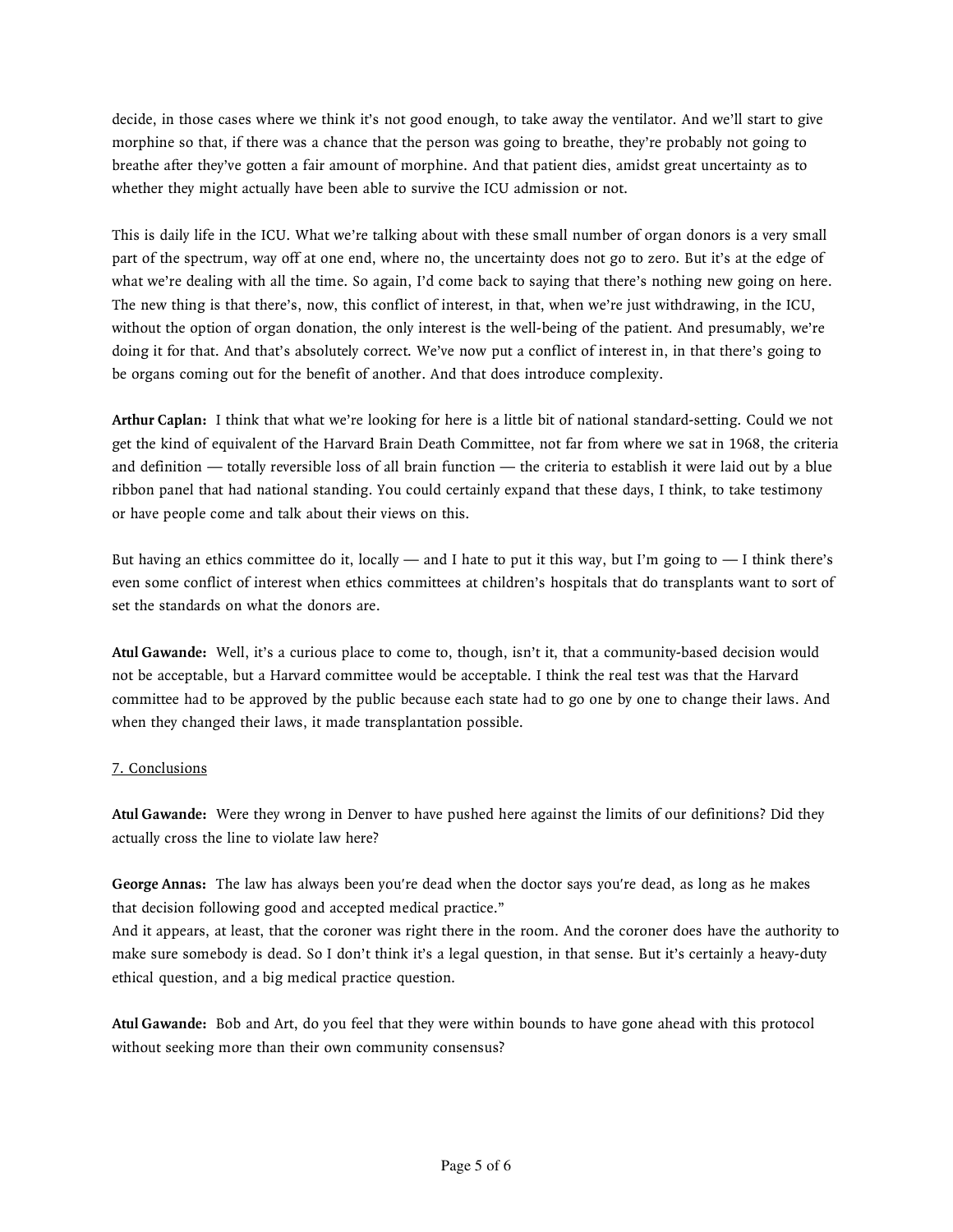decide, in those cases where we think it's not good enough, to take away the ventilator. And we'll start to give morphine so that, if there was a chance that the person was going to breathe, they're probably not going to breathe after they've gotten a fair amount of morphine. And that patient dies, amidst great uncertainty as to whether they might actually have been able to survive the ICU admission or not.

This is daily life in the ICU. What we're talking about with these small number of organ donors is a very small part of the spectrum, way off at one end, where no, the uncertainty does not go to zero. But it's at the edge of what we're dealing with all the time. So again, I'd come back to saying that there's nothing new going on here. The new thing is that there's, now, this conflict of interest, in that, when we're just withdrawing, in the ICU, without the option of organ donation, the only interest is the well-being of the patient. And presumably, we're doing it for that. And that's absolutely correct. We've now put a conflict of interest in, in that there's going to be organs coming out for the benefit of another. And that does introduce complexity.

**Arthur Caplan:** I think that what we're looking for here is a little bit of national standard-setting. Could we not get the kind of equivalent of the Harvard Brain Death Committee, not far from where we sat in 1968, the criteria and definition — totally reversible loss of all brain function — the criteria to establish it were laid out by a blue ribbon panel that had national standing. You could certainly expand that these days, I think, to take testimony or have people come and talk about their views on this.

But having an ethics committee do it, locally — and I hate to put it this way, but I'm going to — I think there's even some conflict of interest when ethics committees at children's hospitals that do transplants want to sort of set the standards on what the donors are.

**Atul Gawande:** Well, it's a curious place to come to, though, isn't it, that a community-based decision would not be acceptable, but a Harvard committee would be acceptable. I think the real test was that the Harvard committee had to be approved by the public because each state had to go one by one to change their laws. And when they changed their laws, it made transplantation possible.

## 7. Conclusions

**Atul Gawande:** Were they wrong in Denver to have pushed here against the limits of our definitions? Did they actually cross the line to violate law here?

**George Annas:** The law has always been you're dead when the doctor says you're dead, as long as he makes that decision following good and accepted medical practice."
And it appears, at least, that the coroner was right there in the room. And the coroner does have the authority to make sure somebody is dead. So I don't think it's a legal question, in that sense. But it's certainly a heavy-duty ethical question, and a big medical practice question.

**Atul Gawande:** Bob and Art, do you feel that they were within bounds to have gone ahead with this protocol without seeking more than their own community consensus?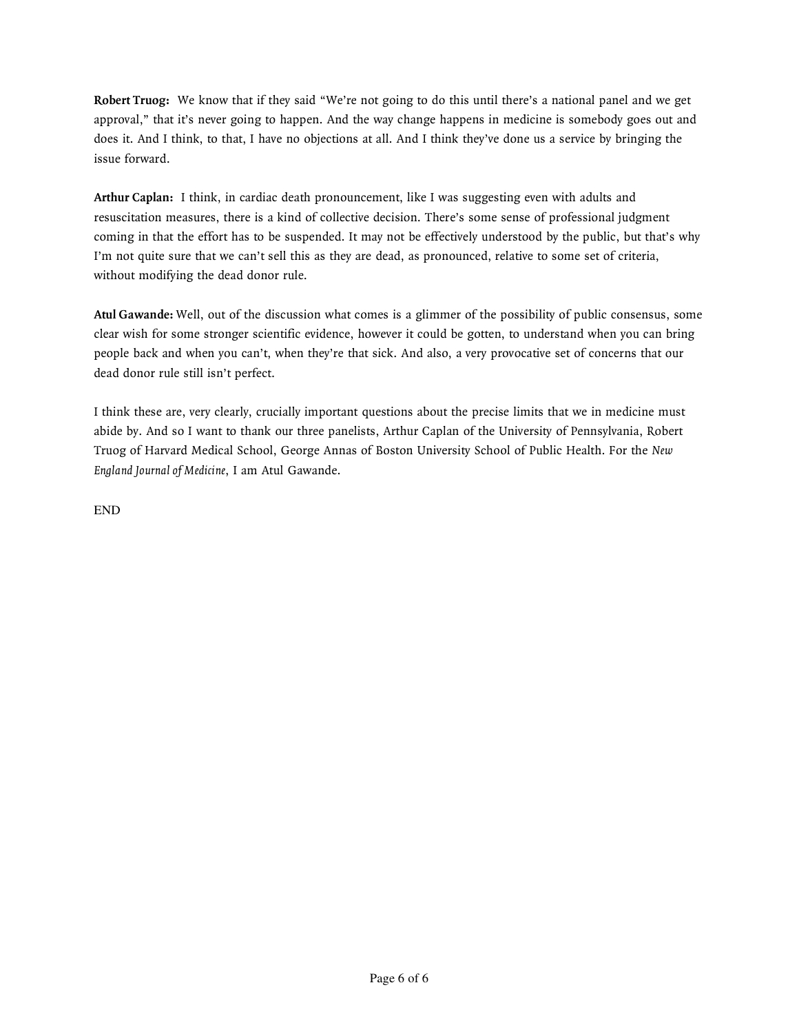**Robert Truog:** We know that if they said "We're not going to do this until there's a national panel and we get approval," that it's never going to happen. And the way change happens in medicine is somebody goes out and does it. And I think, to that, I have no objections at all. And I think they've done us a service by bringing the issue forward.

**Arthur Caplan:** I think, in cardiac death pronouncement, like I was suggesting even with adults and resuscitation measures, there is a kind of collective decision. There's some sense of professional judgment coming in that the effort has to be suspended. It may not be effectively understood by the public, but that's why I'm not quite sure that we can't sell this as they are dead, as pronounced, relative to some set of criteria, without modifying the dead donor rule.

**Atul Gawande:** Well, out of the discussion what comes is a glimmer of the possibility of public consensus, some clear wish for some stronger scientific evidence, however it could be gotten, to understand when you can bring people back and when you can't, when they're that sick. And also, a very provocative set of concerns that our dead donor rule still isn't perfect.

I think these are, very clearly, crucially important questions about the precise limits that we in medicine must abide by. And so I want to thank our three panelists, Arthur Caplan of the University of Pennsylvania, Robert Truog of Harvard Medical School, George Annas of Boston University School of Public Health. For the *New England Journal of Medicine*, I am Atul Gawande.

END